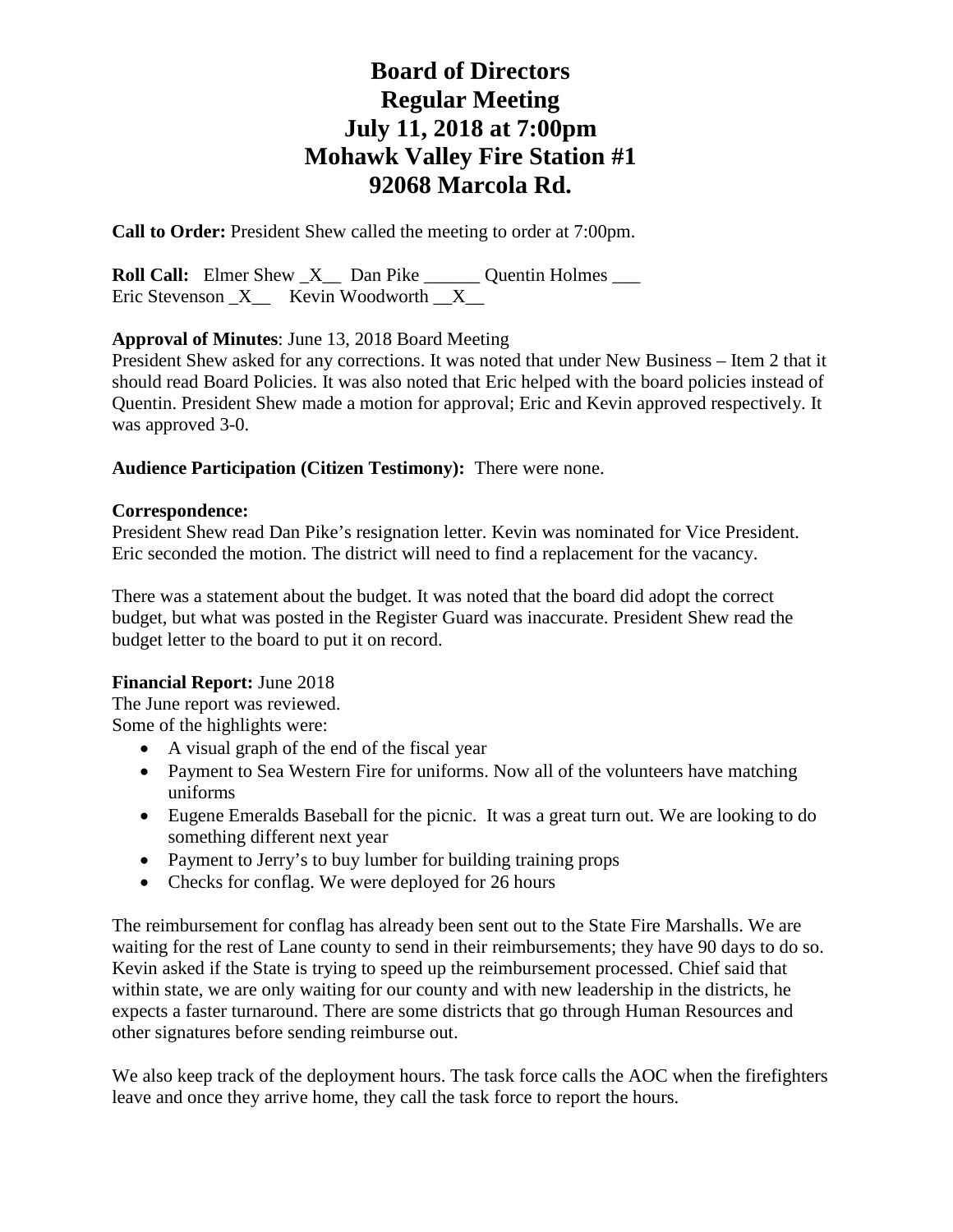# Board of Directors
# Regular Meeting
# July 11, 2018 at 7:00pm
# Mohawk Valley Fire Station #1
# 92068 Marcola Rd.

**Call to Order:** President Shew called the meeting to order at 7:00pm.

**Roll Call:** Elmer Shew _X__ Dan Pike ______ Quentin Holmes ___
Eric Stevenson _X__ Kevin Woodworth __X__

**Approval of Minutes**: June 13, 2018 Board Meeting
President Shew asked for any corrections. It was noted that under New Business – Item 2 that it should read Board Policies. It was also noted that Eric helped with the board policies instead of Quentin. President Shew made a motion for approval; Eric and Kevin approved respectively. It was approved 3-0.

**Audience Participation (Citizen Testimony):** There were none.

**Correspondence:**
President Shew read Dan Pike's resignation letter. Kevin was nominated for Vice President. Eric seconded the motion. The district will need to find a replacement for the vacancy.

There was a statement about the budget. It was noted that the board did adopt the correct budget, but what was posted in the Register Guard was inaccurate. President Shew read the budget letter to the board to put it on record.

**Financial Report:** June 2018
The June report was reviewed.
Some of the highlights were:

- A visual graph of the end of the fiscal year
- Payment to Sea Western Fire for uniforms. Now all of the volunteers have matching uniforms
- Eugene Emeralds Baseball for the picnic. It was a great turn out. We are looking to do something different next year
- Payment to Jerry's to buy lumber for building training props
- Checks for conflag. We were deployed for 26 hours

The reimbursement for conflag has already been sent out to the State Fire Marshalls. We are waiting for the rest of Lane county to send in their reimbursements; they have 90 days to do so. Kevin asked if the State is trying to speed up the reimbursement processed. Chief said that within state, we are only waiting for our county and with new leadership in the districts, he expects a faster turnaround. There are some districts that go through Human Resources and other signatures before sending reimburse out.

We also keep track of the deployment hours. The task force calls the AOC when the firefighters leave and once they arrive home, they call the task force to report the hours.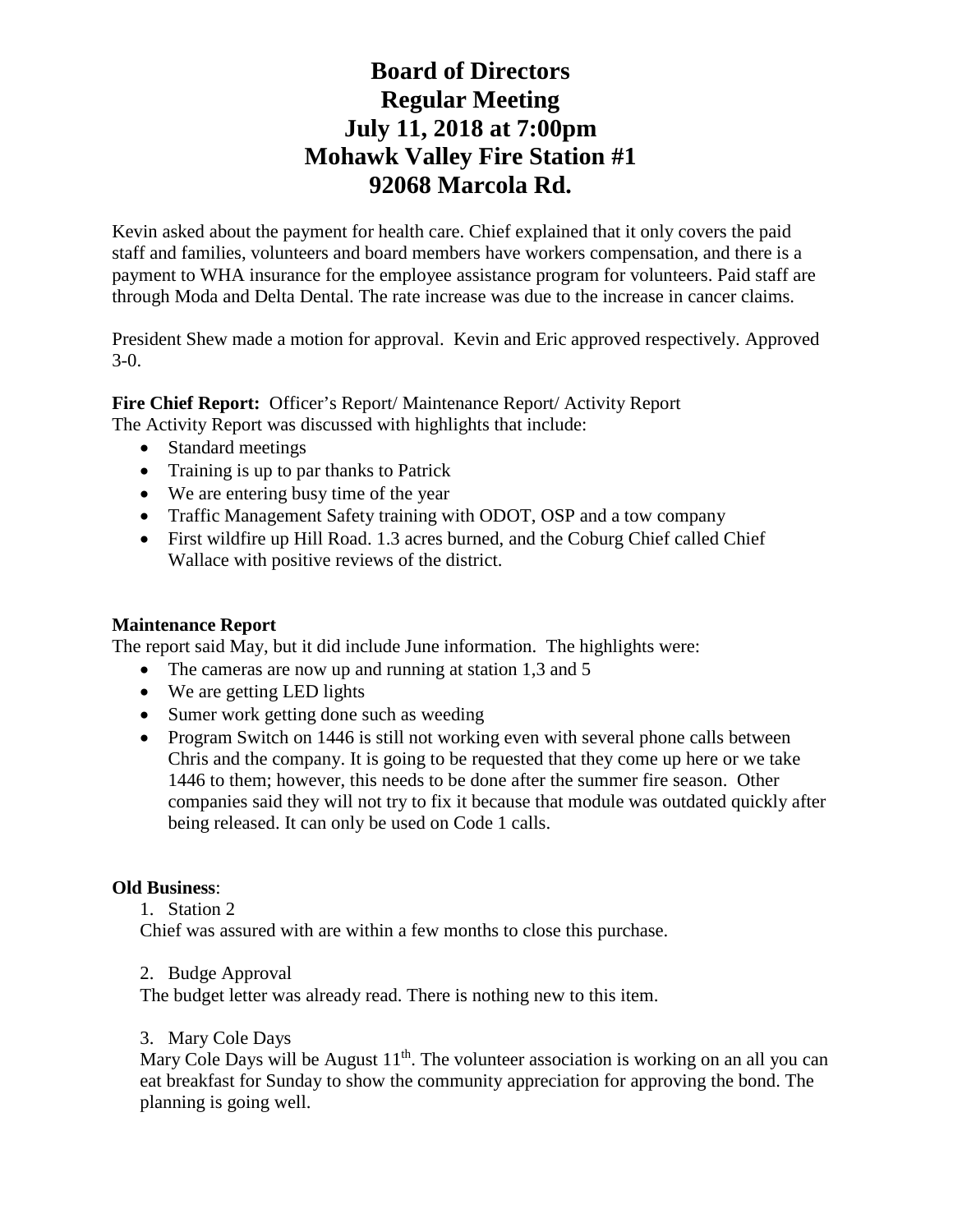# Board of Directors
# Regular Meeting
# July 11, 2018 at 7:00pm
# Mohawk Valley Fire Station #1
# 92068 Marcola Rd.

Kevin asked about the payment for health care. Chief explained that it only covers the paid staff and families, volunteers and board members have workers compensation, and there is a payment to WHA insurance for the employee assistance program for volunteers. Paid staff are through Moda and Delta Dental. The rate increase was due to the increase in cancer claims.

President Shew made a motion for approval. Kevin and Eric approved respectively. Approved 3-0.

**Fire Chief Report:** Officer's Report/ Maintenance Report/ Activity Report
The Activity Report was discussed with highlights that include:

- Standard meetings
- Training is up to par thanks to Patrick
- We are entering busy time of the year
- Traffic Management Safety training with ODOT, OSP and a tow company
- First wildfire up Hill Road. 1.3 acres burned, and the Coburg Chief called Chief Wallace with positive reviews of the district.

**Maintenance Report**
The report said May, but it did include June information. The highlights were:

- The cameras are now up and running at station 1,3 and 5
- We are getting LED lights
- Sumer work getting done such as weeding
- Program Switch on 1446 is still not working even with several phone calls between Chris and the company. It is going to be requested that they come up here or we take 1446 to them; however, this needs to be done after the summer fire season. Other companies said they will not try to fix it because that module was outdated quickly after being released. It can only be used on Code 1 calls.

**Old Business**:

1. Station 2

Chief was assured with are within a few months to close this purchase.

2. Budge Approval

The budget letter was already read. There is nothing new to this item.

3. Mary Cole Days

Mary Cole Days will be August 11th. The volunteer association is working on an all you can eat breakfast for Sunday to show the community appreciation for approving the bond. The planning is going well.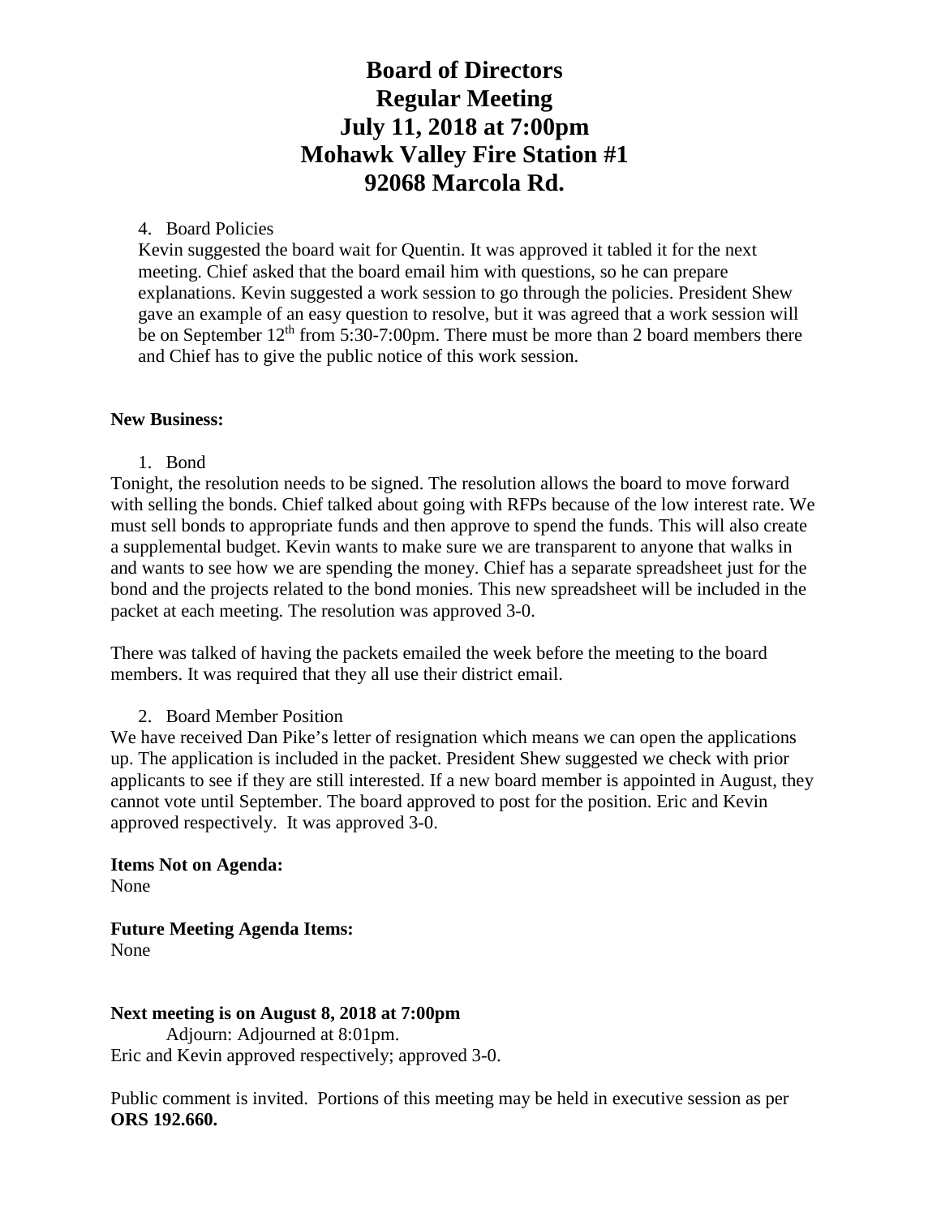# Board of Directors
# Regular Meeting
# July 11, 2018 at 7:00pm
# Mohawk Valley Fire Station #1
# 92068 Marcola Rd.

4. Board Policies

Kevin suggested the board wait for Quentin. It was approved it tabled it for the next meeting. Chief asked that the board email him with questions, so he can prepare explanations. Kevin suggested a work session to go through the policies. President Shew gave an example of an easy question to resolve, but it was agreed that a work session will be on September 12th from 5:30-7:00pm. There must be more than 2 board members there and Chief has to give the public notice of this work session.

**New Business:**

1. Bond

Tonight, the resolution needs to be signed. The resolution allows the board to move forward with selling the bonds. Chief talked about going with RFPs because of the low interest rate. We must sell bonds to appropriate funds and then approve to spend the funds. This will also create a supplemental budget. Kevin wants to make sure we are transparent to anyone that walks in and wants to see how we are spending the money. Chief has a separate spreadsheet just for the bond and the projects related to the bond monies. This new spreadsheet will be included in the packet at each meeting. The resolution was approved 3-0.

There was talked of having the packets emailed the week before the meeting to the board members. It was required that they all use their district email.

2. Board Member Position

We have received Dan Pike's letter of resignation which means we can open the applications up. The application is included in the packet. President Shew suggested we check with prior applicants to see if they are still interested. If a new board member is appointed in August, they cannot vote until September. The board approved to post for the position. Eric and Kevin approved respectively. It was approved 3-0.

**Items Not on Agenda:**
None

**Future Meeting Agenda Items:**
None

**Next meeting is on August 8, 2018 at 7:00pm**

Adjourn: Adjourned at 8:01pm.
Eric and Kevin approved respectively; approved 3-0.

Public comment is invited. Portions of this meeting may be held in executive session as per **ORS 192.660.**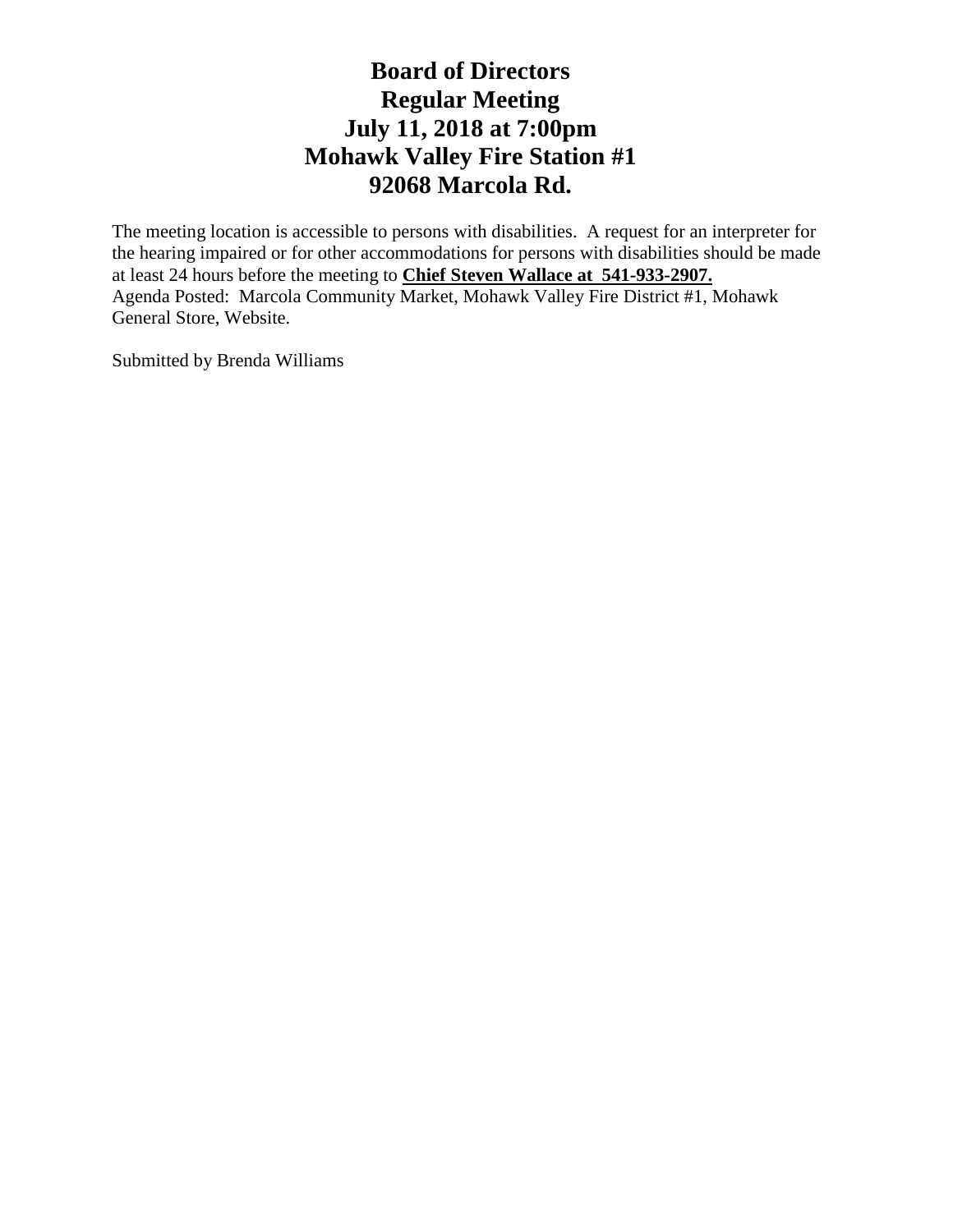# Board of Directors
# Regular Meeting
# July 11, 2018 at 7:00pm
# Mohawk Valley Fire Station #1
# 92068 Marcola Rd.

The meeting location is accessible to persons with disabilities. A request for an interpreter for the hearing impaired or for other accommodations for persons with disabilities should be made at least 24 hours before the meeting to **Chief Steven Wallace at 541-933-2907.**
Agenda Posted: Marcola Community Market, Mohawk Valley Fire District #1, Mohawk General Store, Website.

Submitted by Brenda Williams